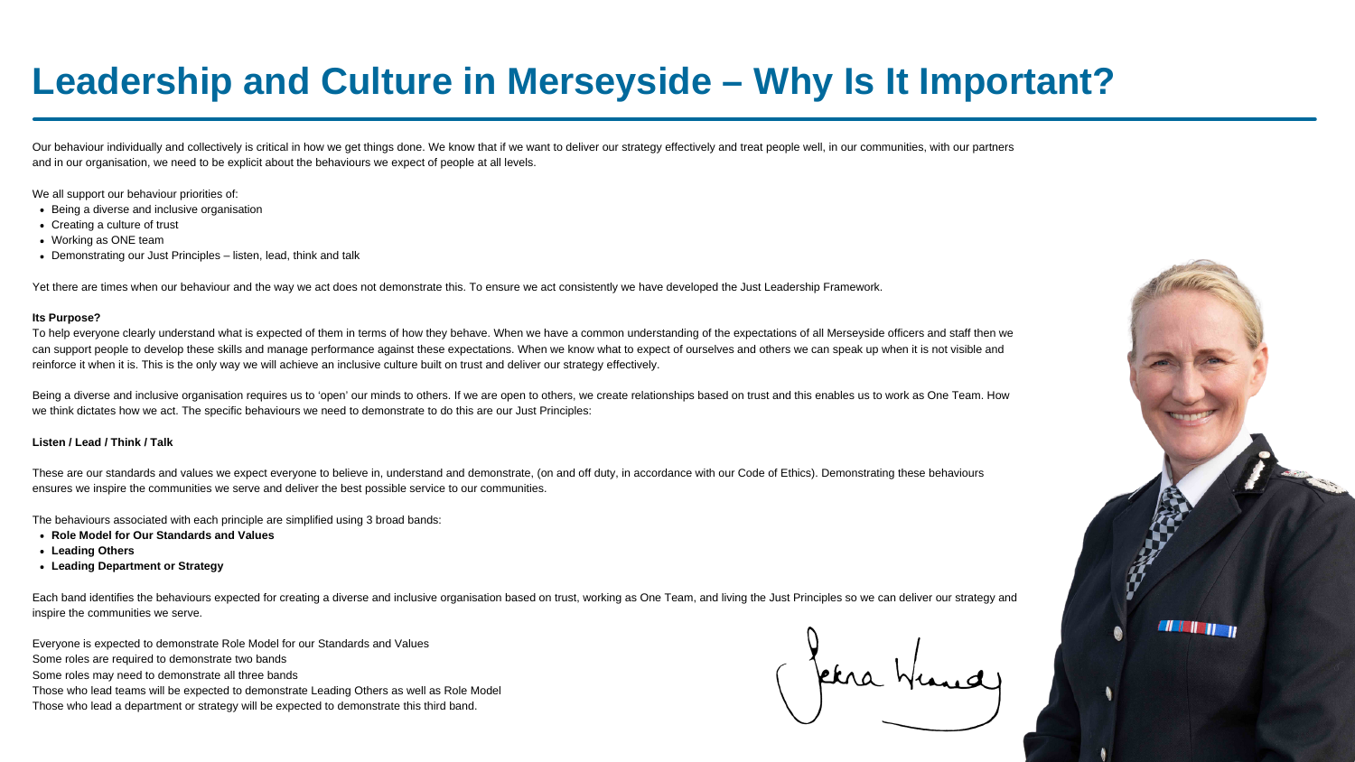# Leadership and Culture in Merseyside – Why Is It Important?

Our behaviour individually and collectively is critical in how we get things done. We know that if we want to deliver our strategy effectively and treat people well, in our communities, with our partners and in our organisation, we need to be explicit about the behaviours we expect of people at all levels.

We all support our behaviour priorities of:

- Being a diverse and inclusive organisation
- Creating a culture of trust
- Working as ONE team
- Demonstrating our Just Principles – listen, lead, think and talk

Yet there are times when our behaviour and the way we act does not demonstrate this. To ensure we act consistently we have developed the Just Leadership Framework.

**Its Purpose?**

To help everyone clearly understand what is expected of them in terms of how they behave. When we have a common understanding of the expectations of all Merseyside officers and staff then we can support people to develop these skills and manage performance against these expectations. When we know what to expect of ourselves and others we can speak up when it is not visible and reinforce it when it is. This is the only way we will achieve an inclusive culture built on trust and deliver our strategy effectively.

Being a diverse and inclusive organisation requires us to 'open' our minds to others. If we are open to others, we create relationships based on trust and this enables us to work as One Team. How we think dictates how we act. The specific behaviours we need to demonstrate to do this are our Just Principles:

**Listen / Lead / Think / Talk**

These are our standards and values we expect everyone to believe in, understand and demonstrate, (on and off duty, in accordance with our Code of Ethics). Demonstrating these behaviours ensures we inspire the communities we serve and deliver the best possible service to our communities.

The behaviours associated with each principle are simplified using 3 broad bands:

- **Role Model for Our Standards and Values**
- **Leading Others**
- **Leading Department or Strategy**

Each band identifies the behaviours expected for creating a diverse and inclusive organisation based on trust, working as One Team, and living the Just Principles so we can deliver our strategy and inspire the communities we serve.

Everyone is expected to demonstrate Role Model for our Standards and Values
Some roles are required to demonstrate two bands
Some roles may need to demonstrate all three bands
Those who lead teams will be expected to demonstrate Leading Others as well as Role Model
Those who lead a department or strategy will be expected to demonstrate this third band.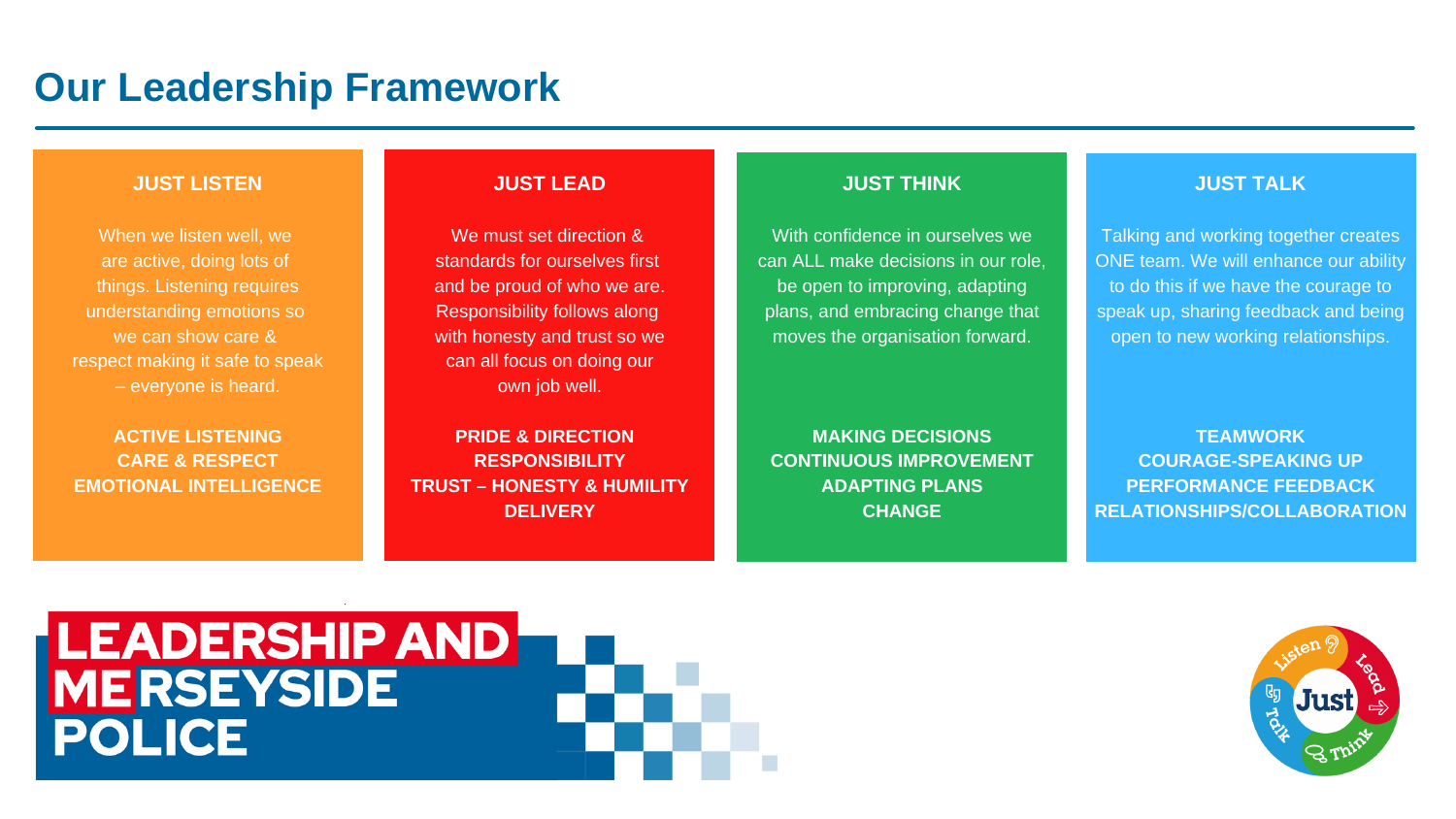# Our Leadership Framework

## JUST LISTEN

When we listen well, we are active, doing lots of things. Listening requires understanding emotions so we can show care & respect making it safe to speak – everyone is heard.

**ACTIVE LISTENING**
**CARE & RESPECT**
**EMOTIONAL INTELLIGENCE**

## JUST LEAD

We must set direction & standards for ourselves first and be proud of who we are. Responsibility follows along with honesty and trust so we can all focus on doing our own job well.

**PRIDE & DIRECTION**
**RESPONSIBILITY**
**TRUST – HONESTY & HUMILITY**
**DELIVERY**

## JUST THINK

With confidence in ourselves we can ALL make decisions in our role, be open to improving, adapting plans, and embracing change that moves the organisation forward.

**MAKING DECISIONS**
**CONTINUOUS IMPROVEMENT**
**ADAPTING PLANS**
**CHANGE**

## JUST TALK

Talking and working together creates ONE team. We will enhance our ability to do this if we have the courage to speak up, sharing feedback and being open to new working relationships.

**TEAMWORK**
**COURAGE-SPEAKING UP**
**PERFORMANCE FEEDBACK**
**RELATIONSHIPS/COLLABORATION**

LEADERSHIP AND MERSEYSIDE POLICE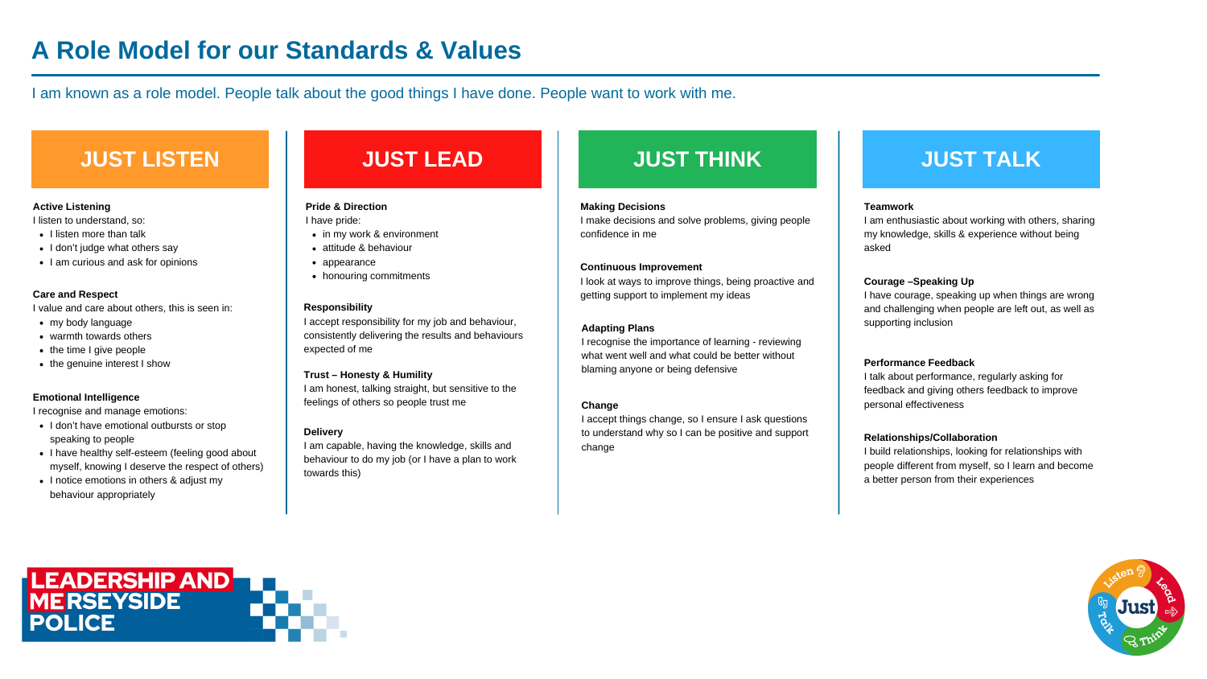# A Role Model for our Standards & Values

I am known as a role model. People talk about the good things I have done. People want to work with me.

## JUST LISTEN

**Active Listening**
I listen to understand, so:

- I listen more than talk
- I don't judge what others say
- I am curious and ask for opinions

**Care and Respect**
I value and care about others, this is seen in:

- my body language
- warmth towards others
- the time I give people
- the genuine interest I show

**Emotional Intelligence**
I recognise and manage emotions:

- I don't have emotional outbursts or stop speaking to people
- I have healthy self-esteem (feeling good about myself, knowing I deserve the respect of others)
- I notice emotions in others & adjust my behaviour appropriately

## JUST LEAD

**Pride & Direction**
I have pride:

- in my work & environment
- attitude & behaviour
- appearance
- honouring commitments

**Responsibility**
I accept responsibility for my job and behaviour, consistently delivering the results and behaviours expected of me

**Trust – Honesty & Humility**
I am honest, talking straight, but sensitive to the feelings of others so people trust me

**Delivery**
I am capable, having the knowledge, skills and behaviour to do my job (or I have a plan to work towards this)

## JUST THINK

**Making Decisions**
I make decisions and solve problems, giving people confidence in me

**Continuous Improvement**
I look at ways to improve things, being proactive and getting support to implement my ideas

**Adapting Plans**
I recognise the importance of learning - reviewing what went well and what could be better without blaming anyone or being defensive

**Change**
I accept things change, so I ensure I ask questions to understand why so I can be positive and support change

## JUST TALK

**Teamwork**
I am enthusiastic about working with others, sharing my knowledge, skills & experience without being asked

**Courage –Speaking Up**
I have courage, speaking up when things are wrong and challenging when people are left out, as well as supporting inclusion

**Performance Feedback**
I talk about performance, regularly asking for feedback and giving others feedback to improve personal effectiveness

**Relationships/Collaboration**
I build relationships, looking for relationships with people different from myself, so I learn and become a better person from their experiences

LEADERSHIP AND ME
MERSEYSIDE POLICE

Listen Lead Think Talk Just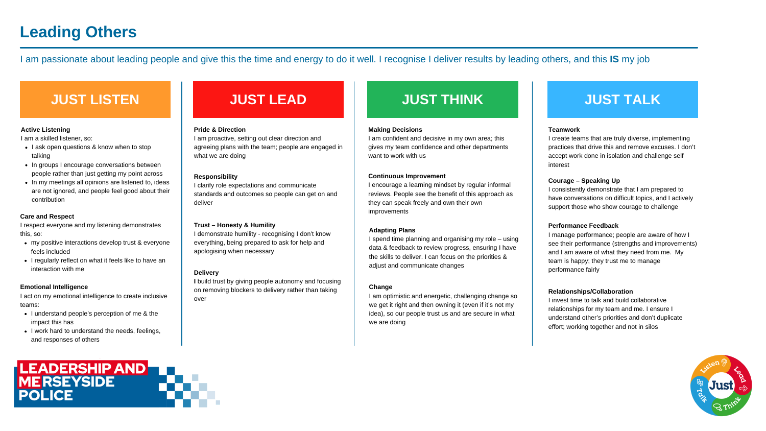# Leading Others

I am passionate about leading people and give this the time and energy to do it well. I recognise I deliver results by leading others, and this **IS** my job

## JUST LISTEN

**Active Listening**

I am a skilled listener, so:

- I ask open questions & know when to stop talking
- In groups I encourage conversations between people rather than just getting my point across
- In my meetings all opinions are listened to, ideas are not ignored, and people feel good about their contribution

**Care and Respect**

I respect everyone and my listening demonstrates this, so:

- my positive interactions develop trust & everyone feels included
- I regularly reflect on what it feels like to have an interaction with me

**Emotional Intelligence**

I act on my emotional intelligence to create inclusive teams:

- I understand people's perception of me & the impact this has
- I work hard to understand the needs, feelings, and responses of others

## JUST LEAD

**Pride & Direction**

I am proactive, setting out clear direction and agreeing plans with the team; people are engaged in what we are doing

**Responsibility**

I clarify role expectations and communicate standards and outcomes so people can get on and deliver

**Trust – Honesty & Humility**

I demonstrate humility - recognising I don't know everything, being prepared to ask for help and apologising when necessary

**Delivery**

**I** build trust by giving people autonomy and focusing on removing blockers to delivery rather than taking over

## JUST THINK

**Making Decisions**

I am confident and decisive in my own area; this gives my team confidence and other departments want to work with us

**Continuous Improvement**

I encourage a learning mindset by regular informal reviews. People see the benefit of this approach as they can speak freely and own their own improvements

**Adapting Plans**

I spend time planning and organising my role – using data & feedback to review progress, ensuring I have the skills to deliver. I can focus on the priorities & adjust and communicate changes

**Change**

I am optimistic and energetic, challenging change so we get it right and then owning it (even if it's not my idea), so our people trust us and are secure in what we are doing

## JUST TALK

**Teamwork**

I create teams that are truly diverse, implementing practices that drive this and remove excuses. I don't accept work done in isolation and challenge self interest

**Courage – Speaking Up**

I consistently demonstrate that I am prepared to have conversations on difficult topics, and I actively support those who show courage to challenge

**Performance Feedback**

I manage performance; people are aware of how I see their performance (strengths and improvements) and I am aware of what they need from me. My team is happy; they trust me to manage performance fairly

**Relationships/Collaboration**

I invest time to talk and build collaborative relationships for my team and me. I ensure I understand other's priorities and don't duplicate effort; working together and not in silos

LEADERSHIP AND MERSEYSIDE POLICE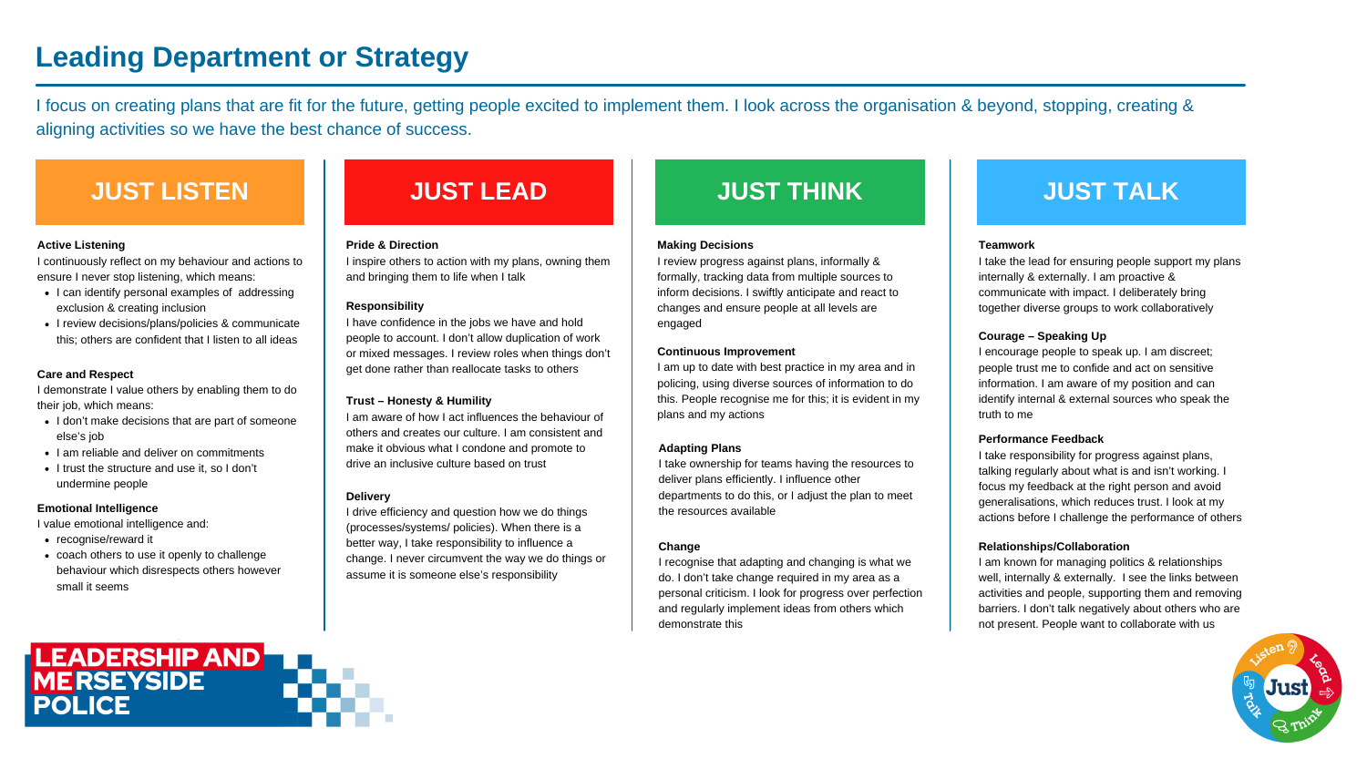# Leading Department or Strategy

I focus on creating plans that are fit for the future, getting people excited to implement them. I look across the organisation & beyond, stopping, creating & aligning activities so we have the best chance of success.

## JUST LISTEN

**Active Listening**

I continuously reflect on my behaviour and actions to ensure I never stop listening, which means:

- I can identify personal examples of addressing exclusion & creating inclusion
- I review decisions/plans/policies & communicate this; others are confident that I listen to all ideas

**Care and Respect**

I demonstrate I value others by enabling them to do their job, which means:

- I don't make decisions that are part of someone else's job
- I am reliable and deliver on commitments
- I trust the structure and use it, so I don't undermine people

**Emotional Intelligence**

I value emotional intelligence and:

- recognise/reward it
- coach others to use it openly to challenge behaviour which disrespects others however small it seems

## JUST LEAD

**Pride & Direction**

I inspire others to action with my plans, owning them and bringing them to life when I talk

**Responsibility**

I have confidence in the jobs we have and hold people to account. I don't allow duplication of work or mixed messages. I review roles when things don't get done rather than reallocate tasks to others

**Trust – Honesty & Humility**

I am aware of how I act influences the behaviour of others and creates our culture. I am consistent and make it obvious what I condone and promote to drive an inclusive culture based on trust

**Delivery**

I drive efficiency and question how we do things (processes/systems/ policies). When there is a better way, I take responsibility to influence a change. I never circumvent the way we do things or assume it is someone else's responsibility

## JUST THINK

**Making Decisions**

I review progress against plans, informally & formally, tracking data from multiple sources to inform decisions. I swiftly anticipate and react to changes and ensure people at all levels are engaged

**Continuous Improvement**

I am up to date with best practice in my area and in policing, using diverse sources of information to do this. People recognise me for this; it is evident in my plans and my actions

**Adapting Plans**

I take ownership for teams having the resources to deliver plans efficiently. I influence other departments to do this, or I adjust the plan to meet the resources available

**Change**

I recognise that adapting and changing is what we do. I don't take change required in my area as a personal criticism. I look for progress over perfection and regularly implement ideas from others which demonstrate this

## JUST TALK

**Teamwork**

I take the lead for ensuring people support my plans internally & externally. I am proactive & communicate with impact. I deliberately bring together diverse groups to work collaboratively

**Courage – Speaking Up**

I encourage people to speak up. I am discreet; people trust me to confide and act on sensitive information. I am aware of my position and can identify internal & external sources who speak the truth to me

**Performance Feedback**

I take responsibility for progress against plans, talking regularly about what is and isn't working. I focus my feedback at the right person and avoid generalisations, which reduces trust. I look at my actions before I challenge the performance of others

**Relationships/Collaboration**

I am known for managing politics & relationships well, internally & externally. I see the links between activities and people, supporting them and removing barriers. I don't talk negatively about others who are not present. People want to collaborate with us

LEADERSHIP AND MERSEYSIDE POLICE